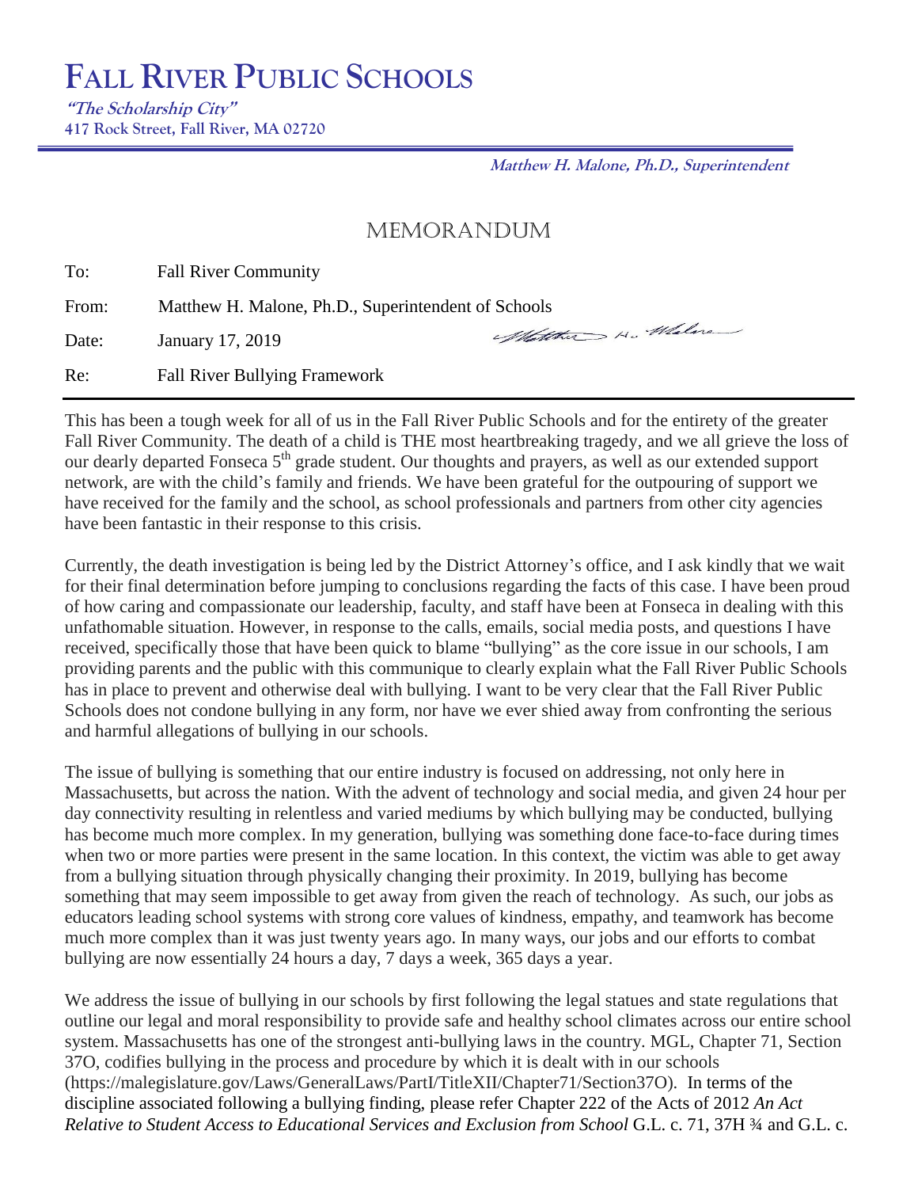# FALL RIVER PUBLIC SCHOOLS

***"The Scholarship City"***
**417 Rock Street, Fall River, MA 02720**

***Matthew H. Malone, Ph.D., Superintendent***

## MEMORANDUM

| | |
|---|---|
| To: | Fall River Community |
| From: | Matthew H. Malone, Ph.D., Superintendent of Schools |
| Date: | January 17, 2019 |
| Re: | Fall River Bullying Framework |

This has been a tough week for all of us in the Fall River Public Schools and for the entirety of the greater Fall River Community. The death of a child is THE most heartbreaking tragedy, and we all grieve the loss of our dearly departed Fonseca 5th grade student. Our thoughts and prayers, as well as our extended support network, are with the child's family and friends. We have been grateful for the outpouring of support we have received for the family and the school, as school professionals and partners from other city agencies have been fantastic in their response to this crisis.

Currently, the death investigation is being led by the District Attorney's office, and I ask kindly that we wait for their final determination before jumping to conclusions regarding the facts of this case. I have been proud of how caring and compassionate our leadership, faculty, and staff have been at Fonseca in dealing with this unfathomable situation. However, in response to the calls, emails, social media posts, and questions I have received, specifically those that have been quick to blame "bullying" as the core issue in our schools, I am providing parents and the public with this communique to clearly explain what the Fall River Public Schools has in place to prevent and otherwise deal with bullying. I want to be very clear that the Fall River Public Schools does not condone bullying in any form, nor have we ever shied away from confronting the serious and harmful allegations of bullying in our schools.

The issue of bullying is something that our entire industry is focused on addressing, not only here in Massachusetts, but across the nation. With the advent of technology and social media, and given 24 hour per day connectivity resulting in relentless and varied mediums by which bullying may be conducted, bullying has become much more complex. In my generation, bullying was something done face-to-face during times when two or more parties were present in the same location. In this context, the victim was able to get away from a bullying situation through physically changing their proximity. In 2019, bullying has become something that may seem impossible to get away from given the reach of technology. As such, our jobs as educators leading school systems with strong core values of kindness, empathy, and teamwork has become much more complex than it was just twenty years ago. In many ways, our jobs and our efforts to combat bullying are now essentially 24 hours a day, 7 days a week, 365 days a year.

We address the issue of bullying in our schools by first following the legal statues and state regulations that outline our legal and moral responsibility to provide safe and healthy school climates across our entire school system. Massachusetts has one of the strongest anti-bullying laws in the country. MGL, Chapter 71, Section 37O, codifies bullying in the process and procedure by which it is dealt with in our schools (https://malegislature.gov/Laws/GeneralLaws/PartI/TitleXII/Chapter71/Section37O). In terms of the discipline associated following a bullying finding, please refer Chapter 222 of the Acts of 2012 *An Act Relative to Student Access to Educational Services and Exclusion from School* G.L. c. 71, 37H ¾ and G.L. c.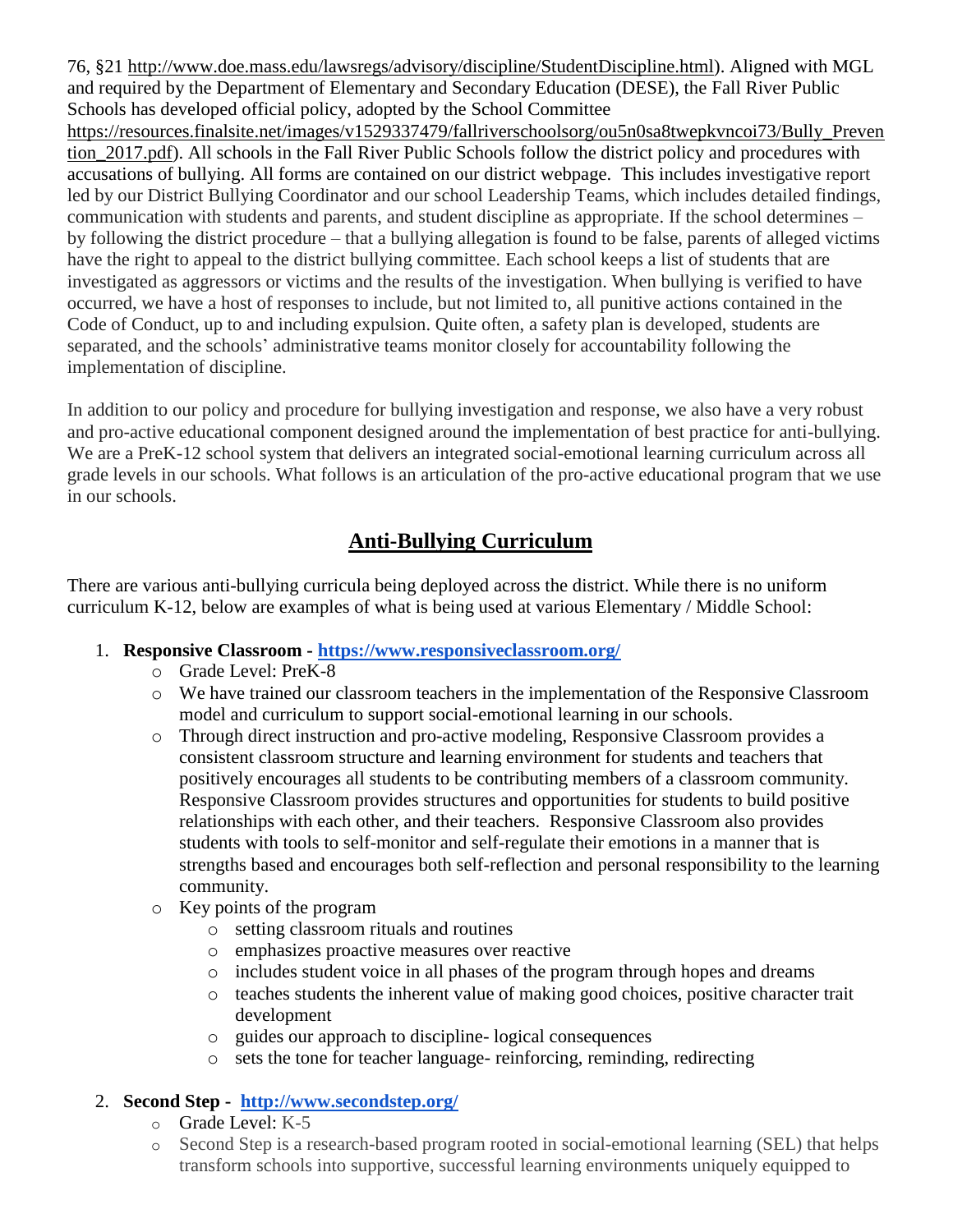76, §21 http://www.doe.mass.edu/lawsregs/advisory/discipline/StudentDiscipline.html). Aligned with MGL and required by the Department of Elementary and Secondary Education (DESE), the Fall River Public Schools has developed official policy, adopted by the School Committee https://resources.finalsite.net/images/v1529337479/fallriverschoolsorg/ou5n0sa8twepkvncoi73/Bully_Prevention_2017.pdf). All schools in the Fall River Public Schools follow the district policy and procedures with accusations of bullying. All forms are contained on our district webpage. This includes investigative report led by our District Bullying Coordinator and our school Leadership Teams, which includes detailed findings, communication with students and parents, and student discipline as appropriate. If the school determines – by following the district procedure – that a bullying allegation is found to be false, parents of alleged victims have the right to appeal to the district bullying committee. Each school keeps a list of students that are investigated as aggressors or victims and the results of the investigation. When bullying is verified to have occurred, we have a host of responses to include, but not limited to, all punitive actions contained in the Code of Conduct, up to and including expulsion. Quite often, a safety plan is developed, students are separated, and the schools' administrative teams monitor closely for accountability following the implementation of discipline.

In addition to our policy and procedure for bullying investigation and response, we also have a very robust and pro-active educational component designed around the implementation of best practice for anti-bullying. We are a PreK-12 school system that delivers an integrated social-emotional learning curriculum across all grade levels in our schools. What follows is an articulation of the pro-active educational program that we use in our schools.

## Anti-Bullying Curriculum

There are various anti-bullying curricula being deployed across the district. While there is no uniform curriculum K-12, below are examples of what is being used at various Elementary / Middle School:

1. **Responsive Classroom - https://www.responsiveclassroom.org/**
   - Grade Level: PreK-8
   - We have trained our classroom teachers in the implementation of the Responsive Classroom model and curriculum to support social-emotional learning in our schools.
   - Through direct instruction and pro-active modeling, Responsive Classroom provides a consistent classroom structure and learning environment for students and teachers that positively encourages all students to be contributing members of a classroom community. Responsive Classroom provides structures and opportunities for students to build positive relationships with each other, and their teachers. Responsive Classroom also provides students with tools to self-monitor and self-regulate their emotions in a manner that is strengths based and encourages both self-reflection and personal responsibility to the learning community.
   - Key points of the program
     - setting classroom rituals and routines
     - emphasizes proactive measures over reactive
     - includes student voice in all phases of the program through hopes and dreams
     - teaches students the inherent value of making good choices, positive character trait development
     - guides our approach to discipline- logical consequences
     - sets the tone for teacher language- reinforcing, reminding, redirecting

2. **Second Step - http://www.secondstep.org/**
   - Grade Level: K-5
   - Second Step is a research-based program rooted in social-emotional learning (SEL) that helps transform schools into supportive, successful learning environments uniquely equipped to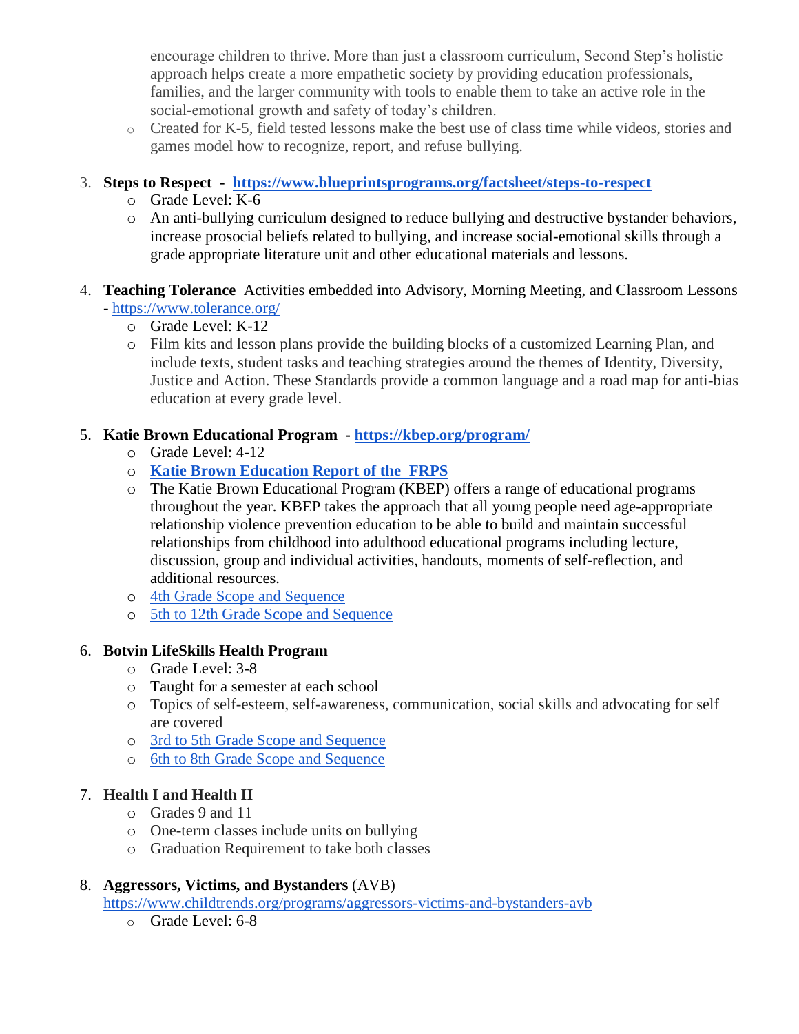encourage children to thrive. More than just a classroom curriculum, Second Step's holistic approach helps create a more empathetic society by providing education professionals, families, and the larger community with tools to enable them to take an active role in the social-emotional growth and safety of today's children.
   - Created for K-5, field tested lessons make the best use of class time while videos, stories and games model how to recognize, report, and refuse bullying.

3. **Steps to Respect - https://www.blueprintsprograms.org/factsheet/steps-to-respect**
   - Grade Level: K-6
   - An anti-bullying curriculum designed to reduce bullying and destructive bystander behaviors, increase prosocial beliefs related to bullying, and increase social-emotional skills through a grade appropriate literature unit and other educational materials and lessons.

4. **Teaching Tolerance** Activities embedded into Advisory, Morning Meeting, and Classroom Lessons - https://www.tolerance.org/
   - Grade Level: K-12
   - Film kits and lesson plans provide the building blocks of a customized Learning Plan, and include texts, student tasks and teaching strategies around the themes of Identity, Diversity, Justice and Action. These Standards provide a common language and a road map for anti-bias education at every grade level.

5. **Katie Brown Educational Program - https://kbep.org/program/**
   - Grade Level: 4-12
   - **Katie Brown Education Report of the FRPS**
   - The Katie Brown Educational Program (KBEP) offers a range of educational programs throughout the year. KBEP takes the approach that all young people need age-appropriate relationship violence prevention education to be able to build and maintain successful relationships from childhood into adulthood educational programs including lecture, discussion, group and individual activities, handouts, moments of self-reflection, and additional resources.
   - 4th Grade Scope and Sequence
   - 5th to 12th Grade Scope and Sequence

6. **Botvin LifeSkills Health Program**
   - Grade Level: 3-8
   - Taught for a semester at each school
   - Topics of self-esteem, self-awareness, communication, social skills and advocating for self are covered
   - 3rd to 5th Grade Scope and Sequence
   - 6th to 8th Grade Scope and Sequence

7. **Health I and Health II**
   - Grades 9 and 11
   - One-term classes include units on bullying
   - Graduation Requirement to take both classes

8. **Aggressors, Victims, and Bystanders** (AVB) https://www.childtrends.org/programs/aggressors-victims-and-bystanders-avb
   - Grade Level: 6-8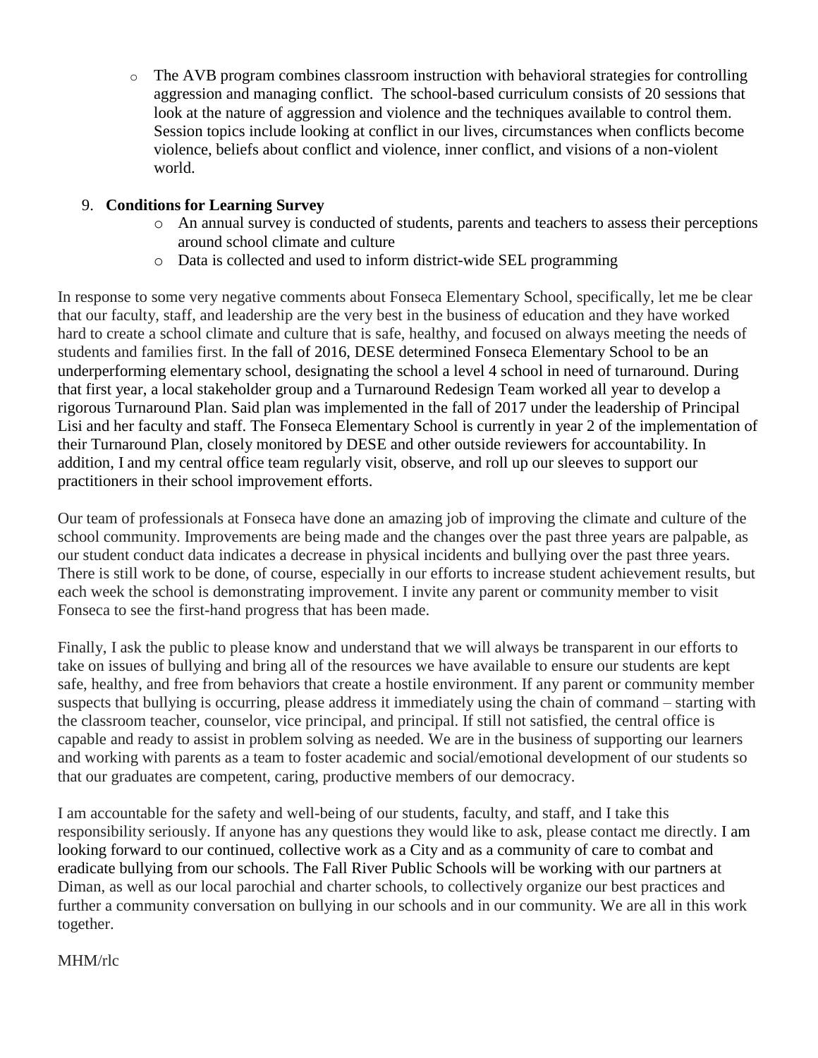- The AVB program combines classroom instruction with behavioral strategies for controlling aggression and managing conflict. The school-based curriculum consists of 20 sessions that look at the nature of aggression and violence and the techniques available to control them. Session topics include looking at conflict in our lives, circumstances when conflicts become violence, beliefs about conflict and violence, inner conflict, and visions of a non-violent world.

9. **Conditions for Learning Survey**
    - An annual survey is conducted of students, parents and teachers to assess their perceptions around school climate and culture
    - Data is collected and used to inform district-wide SEL programming

In response to some very negative comments about Fonseca Elementary School, specifically, let me be clear that our faculty, staff, and leadership are the very best in the business of education and they have worked hard to create a school climate and culture that is safe, healthy, and focused on always meeting the needs of students and families first. In the fall of 2016, DESE determined Fonseca Elementary School to be an underperforming elementary school, designating the school a level 4 school in need of turnaround. During that first year, a local stakeholder group and a Turnaround Redesign Team worked all year to develop a rigorous Turnaround Plan. Said plan was implemented in the fall of 2017 under the leadership of Principal Lisi and her faculty and staff. The Fonseca Elementary School is currently in year 2 of the implementation of their Turnaround Plan, closely monitored by DESE and other outside reviewers for accountability. In addition, I and my central office team regularly visit, observe, and roll up our sleeves to support our practitioners in their school improvement efforts.

Our team of professionals at Fonseca have done an amazing job of improving the climate and culture of the school community. Improvements are being made and the changes over the past three years are palpable, as our student conduct data indicates a decrease in physical incidents and bullying over the past three years. There is still work to be done, of course, especially in our efforts to increase student achievement results, but each week the school is demonstrating improvement. I invite any parent or community member to visit Fonseca to see the first-hand progress that has been made.

Finally, I ask the public to please know and understand that we will always be transparent in our efforts to take on issues of bullying and bring all of the resources we have available to ensure our students are kept safe, healthy, and free from behaviors that create a hostile environment. If any parent or community member suspects that bullying is occurring, please address it immediately using the chain of command – starting with the classroom teacher, counselor, vice principal, and principal. If still not satisfied, the central office is capable and ready to assist in problem solving as needed. We are in the business of supporting our learners and working with parents as a team to foster academic and social/emotional development of our students so that our graduates are competent, caring, productive members of our democracy.

I am accountable for the safety and well-being of our students, faculty, and staff, and I take this responsibility seriously. If anyone has any questions they would like to ask, please contact me directly. I am looking forward to our continued, collective work as a City and as a community of care to combat and eradicate bullying from our schools. The Fall River Public Schools will be working with our partners at Diman, as well as our local parochial and charter schools, to collectively organize our best practices and further a community conversation on bullying in our schools and in our community. We are all in this work together.

MHM/rlc